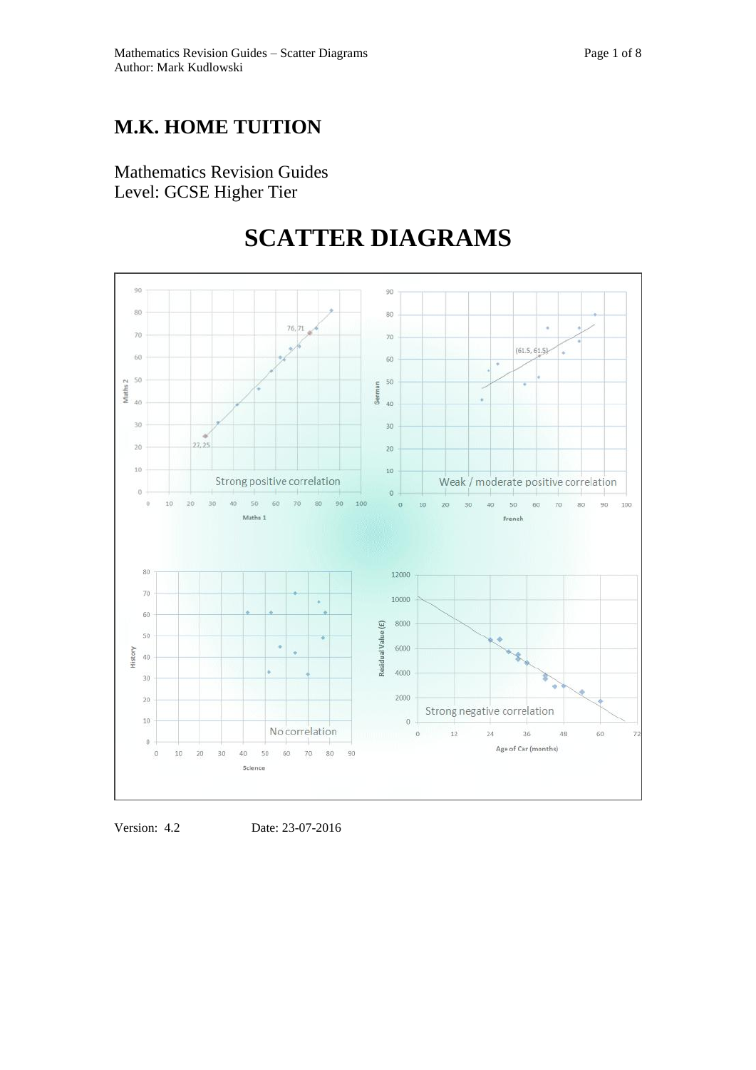# M.K. HOME TUITION

Mathematics Revision Guides
Level: GCSE Higher Tier

# SCATTER DIAGRAMS

Version: 4.2 Date: 23-07-2016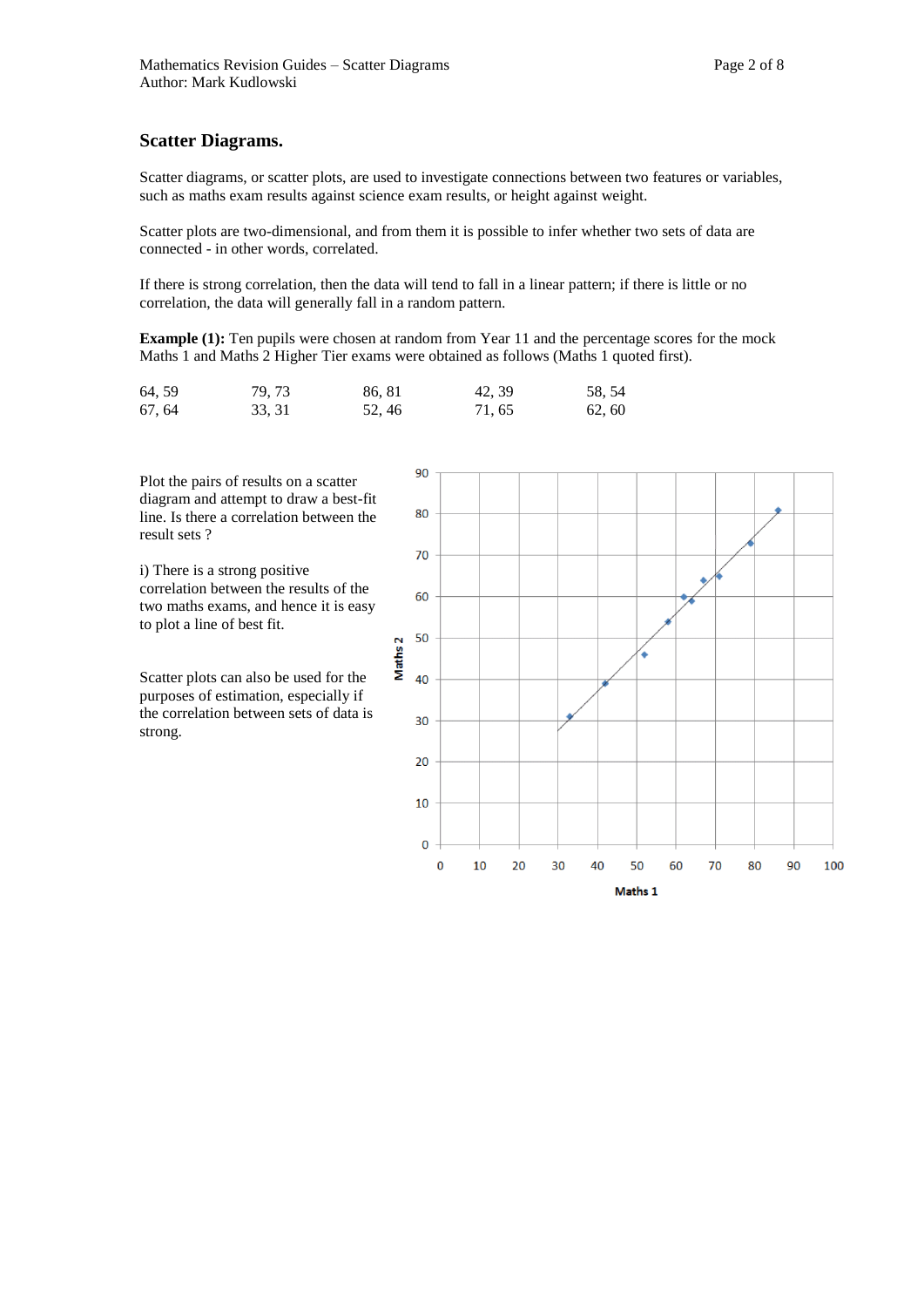## Scatter Diagrams.

Scatter diagrams, or scatter plots, are used to investigate connections between two features or variables, such as maths exam results against science exam results, or height against weight.

Scatter plots are two-dimensional, and from them it is possible to infer whether two sets of data are connected - in other words, correlated.

If there is strong correlation, then the data will tend to fall in a linear pattern; if there is little or no correlation, the data will generally fall in a random pattern.

**Example (1):** Ten pupils were chosen at random from Year 11 and the percentage scores for the mock Maths 1 and Maths 2 Higher Tier exams were obtained as follows (Maths 1 quoted first).

| | | | | |
|---|---|---|---|---|
| 64, 59 | 79, 73 | 86, 81 | 42, 39 | 58, 54 |
| 67, 64 | 33, 31 | 52, 46 | 71, 65 | 62, 60 |

Plot the pairs of results on a scatter diagram and attempt to draw a best-fit line. Is there a correlation between the result sets ?

i) There is a strong positive correlation between the results of the two maths exams, and hence it is easy to plot a line of best fit.

Scatter plots can also be used for the purposes of estimation, especially if the correlation between sets of data is strong.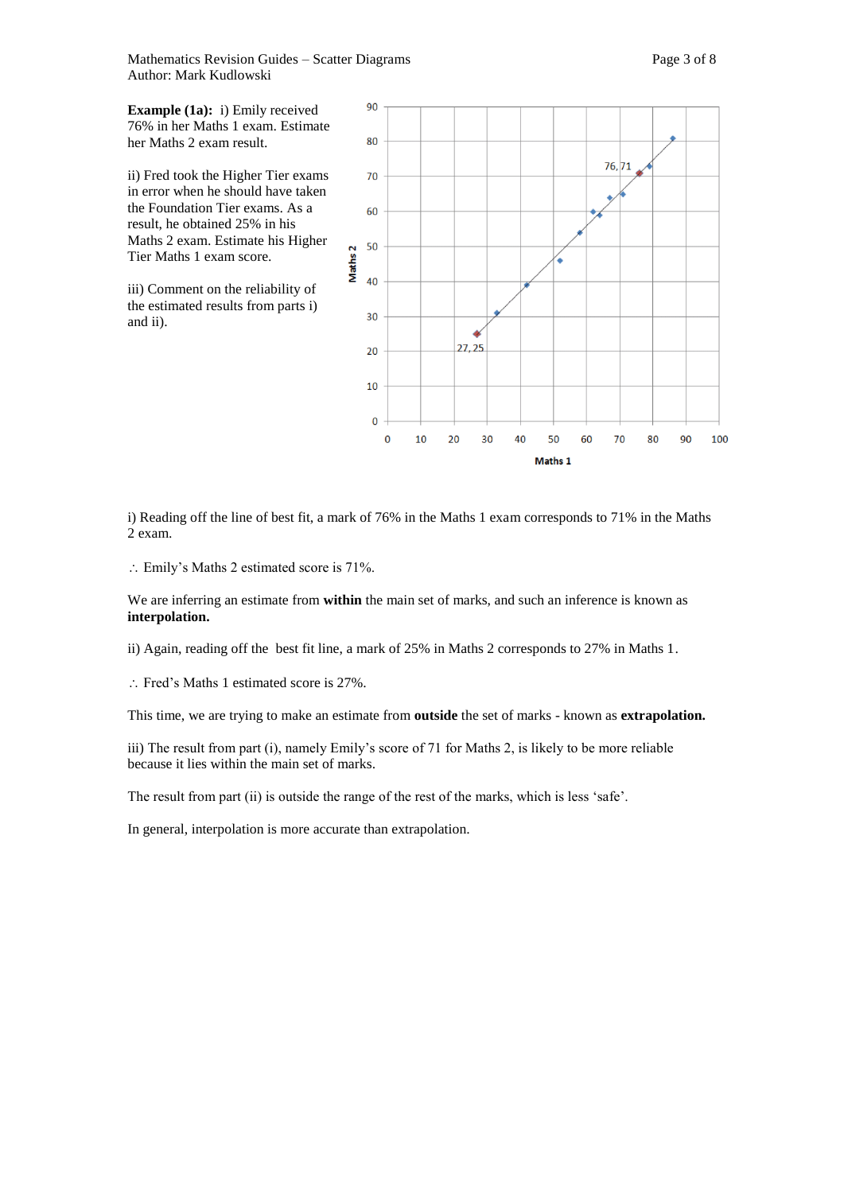**Example (1a):** i) Emily received 76% in her Maths 1 exam. Estimate her Maths 2 exam result.

ii) Fred took the Higher Tier exams in error when he should have taken the Foundation Tier exams. As a result, he obtained 25% in his Maths 2 exam. Estimate his Higher Tier Maths 1 exam score.

iii) Comment on the reliability of the estimated results from parts i) and ii).

i) Reading off the line of best fit, a mark of 76% in the Maths 1 exam corresponds to 71% in the Maths 2 exam.

$\therefore$ Emily's Maths 2 estimated score is 71%.

We are inferring an estimate from **within** the main set of marks, and such an inference is known as **interpolation.**

ii) Again, reading off the best fit line, a mark of 25% in Maths 2 corresponds to 27% in Maths 1.

$\therefore$ Fred's Maths 1 estimated score is 27%.

This time, we are trying to make an estimate from **outside** the set of marks - known as **extrapolation.**

iii) The result from part (i), namely Emily's score of 71 for Maths 2, is likely to be more reliable because it lies within the main set of marks.

The result from part (ii) is outside the range of the rest of the marks, which is less 'safe'.

In general, interpolation is more accurate than extrapolation.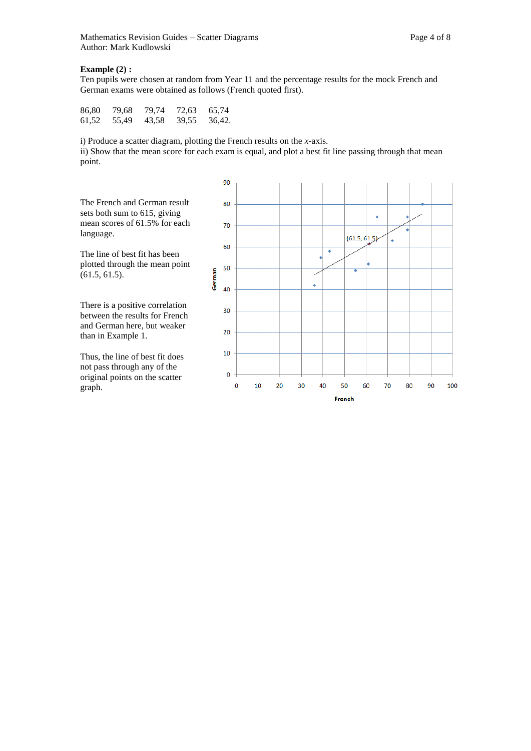**Example (2) :**
Ten pupils were chosen at random from Year 11 and the percentage results for the mock French and German exams were obtained as follows (French quoted first).

| | | | | |
|---|---|---|---|---|
| 86,80 | 79,68 | 79,74 | 72,63 | 65,74 |
| 61,52 | 55,49 | 43,58 | 39,55 | 36,42. |

i) Produce a scatter diagram, plotting the French results on the *x*-axis.
ii) Show that the mean score for each exam is equal, and plot a best fit line passing through that mean point.

The French and German result sets both sum to 615, giving mean scores of 61.5% for each language.

The line of best fit has been plotted through the mean point (61.5, 61.5).

There is a positive correlation between the results for French and German here, but weaker than in Example 1.

Thus, the line of best fit does not pass through any of the original points on the scatter graph.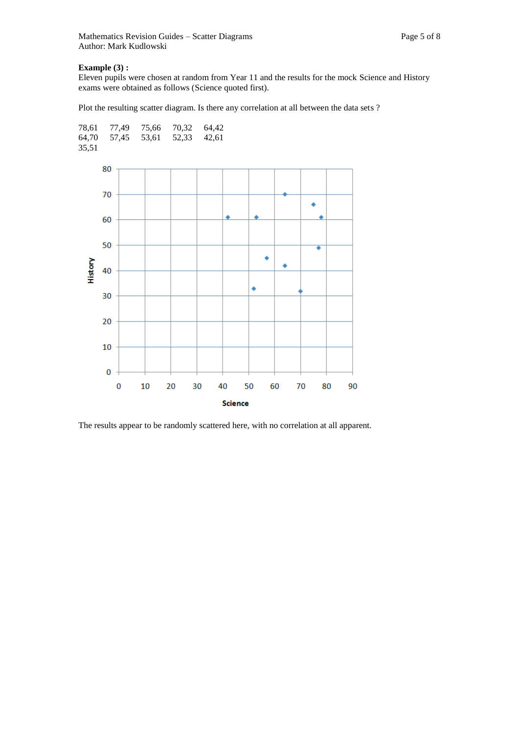**Example (3) :**
Eleven pupils were chosen at random from Year 11 and the results for the mock Science and History exams were obtained as follows (Science quoted first).

Plot the resulting scatter diagram. Is there any correlation at all between the data sets ?

| | | | | |
|---|---|---|---|---|
| 78,61 | 77,49 | 75,66 | 70,32 | 64,42 |
| 64,70 | 57,45 | 53,61 | 52,33 | 42,61 |
| 35,51 | | | | |

The results appear to be randomly scattered here, with no correlation at all apparent.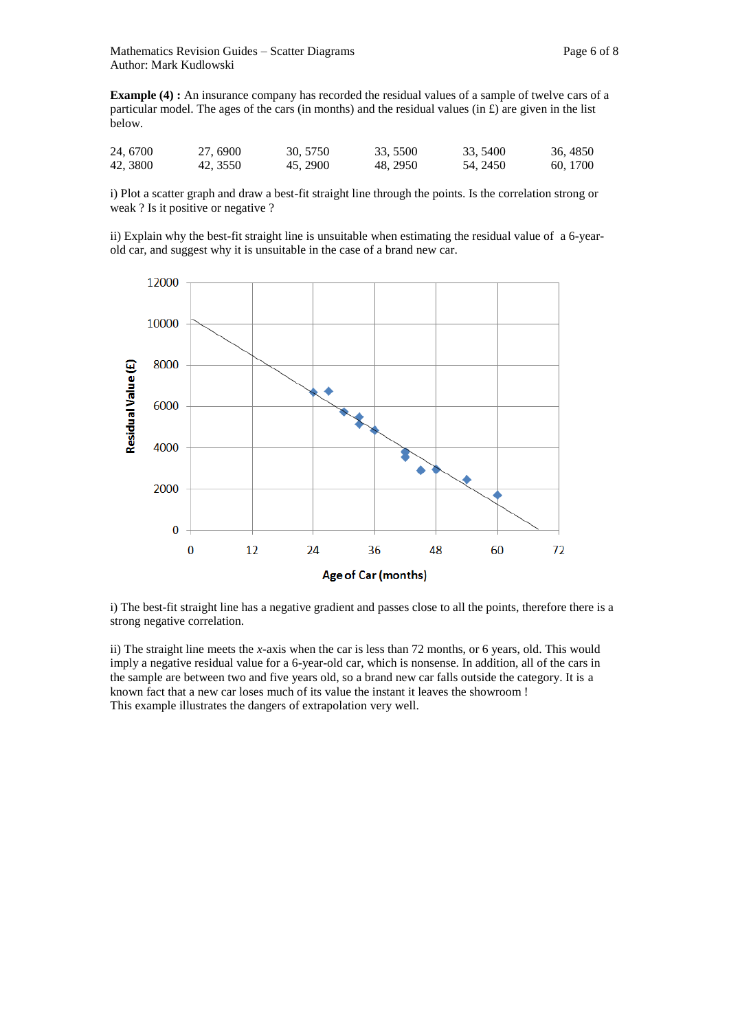**Example (4) :** An insurance company has recorded the residual values of a sample of twelve cars of a particular model. The ages of the cars (in months) and the residual values (in £) are given in the list below.

| | | | | | |
|---|---|---|---|---|---|
| 24, 6700 | 27, 6900 | 30, 5750 | 33, 5500 | 33, 5400 | 36, 4850 |
| 42, 3800 | 42, 3550 | 45, 2900 | 48, 2950 | 54, 2450 | 60, 1700 |

i) Plot a scatter graph and draw a best-fit straight line through the points. Is the correlation strong or weak ? Is it positive or negative ?

ii) Explain why the best-fit straight line is unsuitable when estimating the residual value of a 6-year-old car, and suggest why it is unsuitable in the case of a brand new car.

i) The best-fit straight line has a negative gradient and passes close to all the points, therefore there is a strong negative correlation.

ii) The straight line meets the *x*-axis when the car is less than 72 months, or 6 years, old. This would imply a negative residual value for a 6-year-old car, which is nonsense. In addition, all of the cars in the sample are between two and five years old, so a brand new car falls outside the category. It is a known fact that a new car loses much of its value the instant it leaves the showroom !
This example illustrates the dangers of extrapolation very well.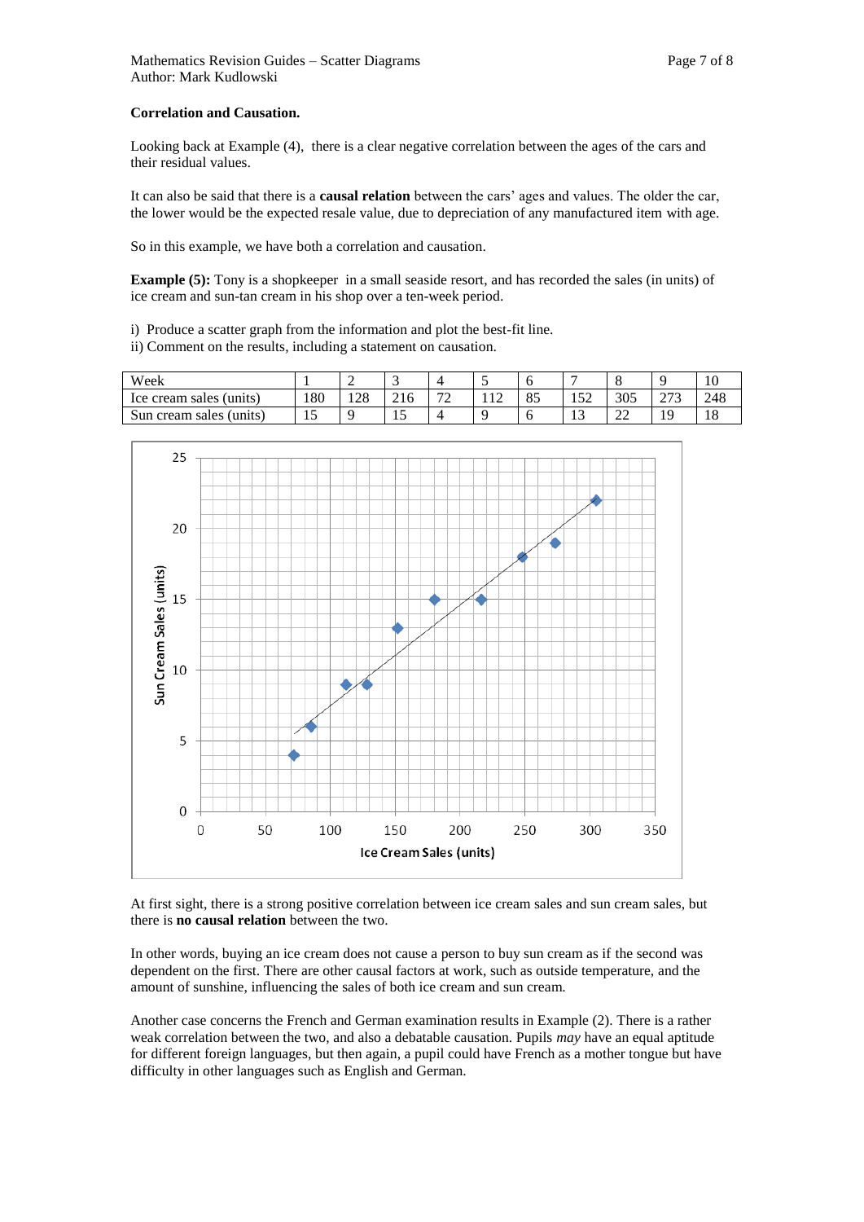**Correlation and Causation.**

Looking back at Example (4), there is a clear negative correlation between the ages of the cars and their residual values.

It can also be said that there is a **causal relation** between the cars' ages and values. The older the car, the lower would be the expected resale value, due to depreciation of any manufactured item with age.

So in this example, we have both a correlation and causation.

**Example (5):** Tony is a shopkeeper in a small seaside resort, and has recorded the sales (in units) of ice cream and sun-tan cream in his shop over a ten-week period.

i) Produce a scatter graph from the information and plot the best-fit line.
ii) Comment on the results, including a statement on causation.

| Week | 1 | 2 | 3 | 4 | 5 | 6 | 7 | 8 | 9 | 10 |
|---|---|---|---|---|---|---|---|---|---|---|
| Ice cream sales (units) | 180 | 128 | 216 | 72 | 112 | 85 | 152 | 305 | 273 | 248 |
| Sun cream sales (units) | 15 | 9 | 15 | 4 | 9 | 6 | 13 | 22 | 19 | 18 |

At first sight, there is a strong positive correlation between ice cream sales and sun cream sales, but there is **no causal relation** between the two.

In other words, buying an ice cream does not cause a person to buy sun cream as if the second was dependent on the first. There are other causal factors at work, such as outside temperature, and the amount of sunshine, influencing the sales of both ice cream and sun cream.

Another case concerns the French and German examination results in Example (2). There is a rather weak correlation between the two, and also a debatable causation. Pupils *may* have an equal aptitude for different foreign languages, but then again, a pupil could have French as a mother tongue but have difficulty in other languages such as English and German.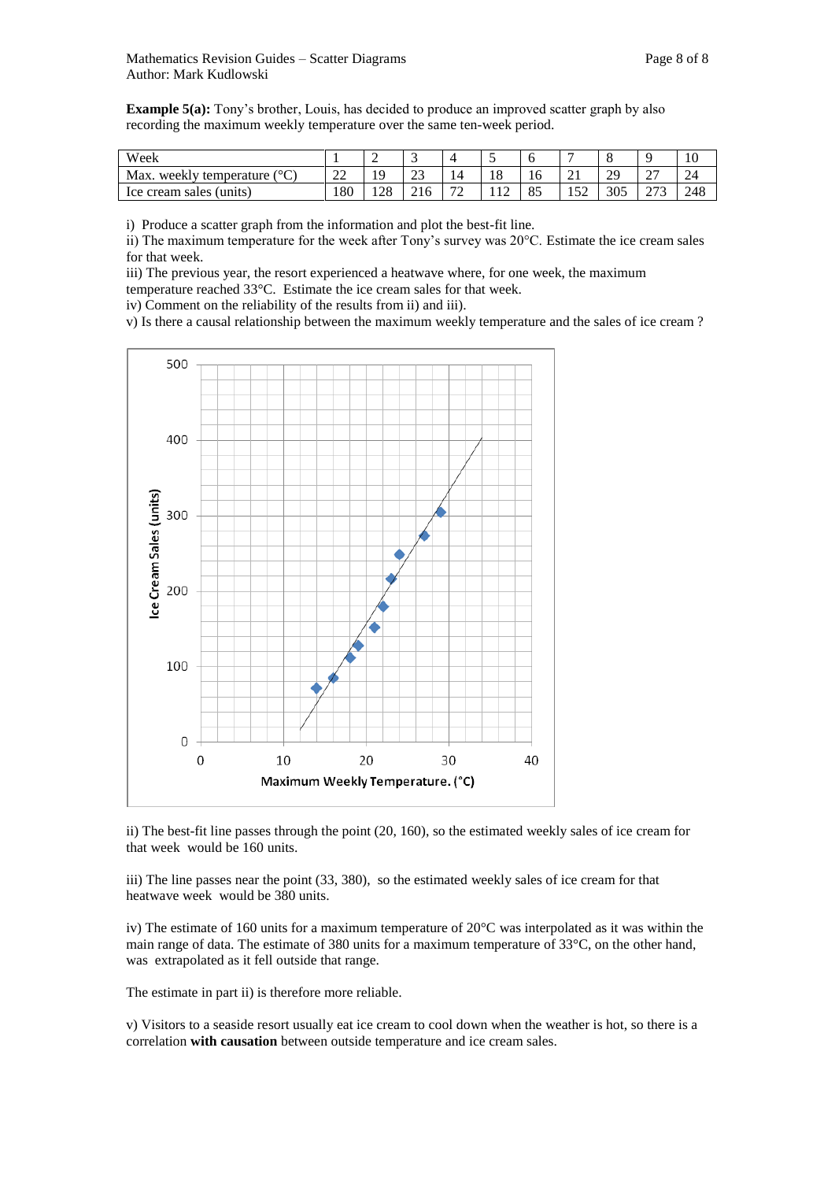**Example 5(a):** Tony's brother, Louis, has decided to produce an improved scatter graph by also recording the maximum weekly temperature over the same ten-week period.

| Week | 1 | 2 | 3 | 4 | 5 | 6 | 7 | 8 | 9 | 10 |
|---|---|---|---|---|---|---|---|---|---|---|
| Max. weekly temperature (°C) | 22 | 19 | 23 | 14 | 18 | 16 | 21 | 29 | 27 | 24 |
| Ice cream sales (units) | 180 | 128 | 216 | 72 | 112 | 85 | 152 | 305 | 273 | 248 |

i) Produce a scatter graph from the information and plot the best-fit line.

ii) The maximum temperature for the week after Tony's survey was 20°C. Estimate the ice cream sales for that week.

iii) The previous year, the resort experienced a heatwave where, for one week, the maximum temperature reached 33°C. Estimate the ice cream sales for that week.

iv) Comment on the reliability of the results from ii) and iii).

v) Is there a causal relationship between the maximum weekly temperature and the sales of ice cream ?

Ice Cream Sales (units)

500
400
300
200
100
0

0
10
20
30
40

Maximum Weekly Temperature. (°C)

ii) The best-fit line passes through the point (20, 160), so the estimated weekly sales of ice cream for that week would be 160 units.

iii) The line passes near the point (33, 380), so the estimated weekly sales of ice cream for that heatwave week would be 380 units.

iv) The estimate of 160 units for a maximum temperature of 20°C was interpolated as it was within the main range of data. The estimate of 380 units for a maximum temperature of 33°C, on the other hand, was extrapolated as it fell outside that range.

The estimate in part ii) is therefore more reliable.

v) Visitors to a seaside resort usually eat ice cream to cool down when the weather is hot, so there is a correlation **with causation** between outside temperature and ice cream sales.